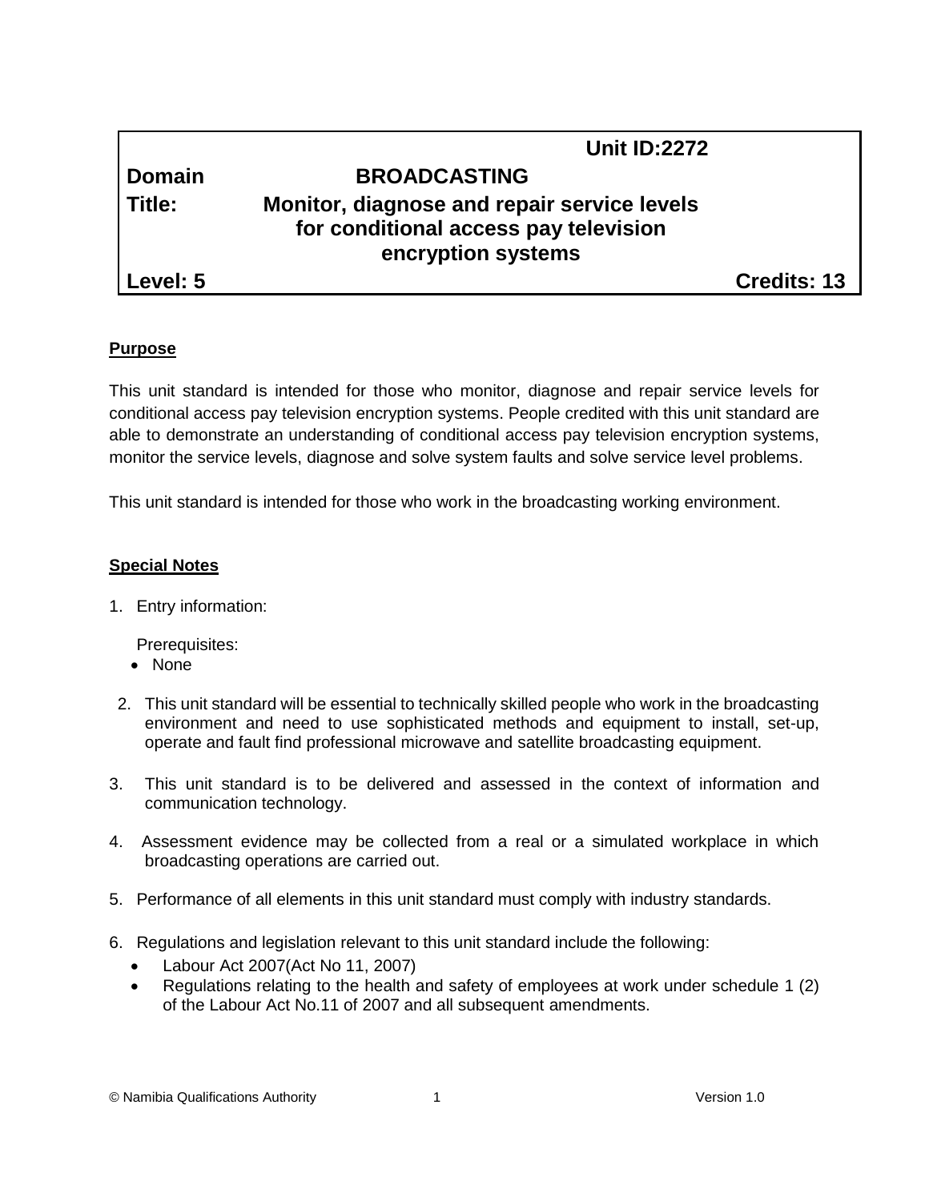**Unit ID:2272**

**Domain** **BROADCASTING**

**Title:** **Monitor, diagnose and repair service levels for conditional access pay television encryption systems**

**Level: 5** **Credits: 13**

## Purpose

This unit standard is intended for those who monitor, diagnose and repair service levels for conditional access pay television encryption systems. People credited with this unit standard are able to demonstrate an understanding of conditional access pay television encryption systems, monitor the service levels, diagnose and solve system faults and solve service level problems.

This unit standard is intended for those who work in the broadcasting working environment.

## Special Notes

1. Entry information:

   Prerequisites:
   - None

2. This unit standard will be essential to technically skilled people who work in the broadcasting environment and need to use sophisticated methods and equipment to install, set-up, operate and fault find professional microwave and satellite broadcasting equipment.

3. This unit standard is to be delivered and assessed in the context of information and communication technology.

4. Assessment evidence may be collected from a real or a simulated workplace in which broadcasting operations are carried out.

5. Performance of all elements in this unit standard must comply with industry standards.

6. Regulations and legislation relevant to this unit standard include the following:
   - Labour Act 2007(Act No 11, 2007)
   - Regulations relating to the health and safety of employees at work under schedule 1 (2) of the Labour Act No.11 of 2007 and all subsequent amendments.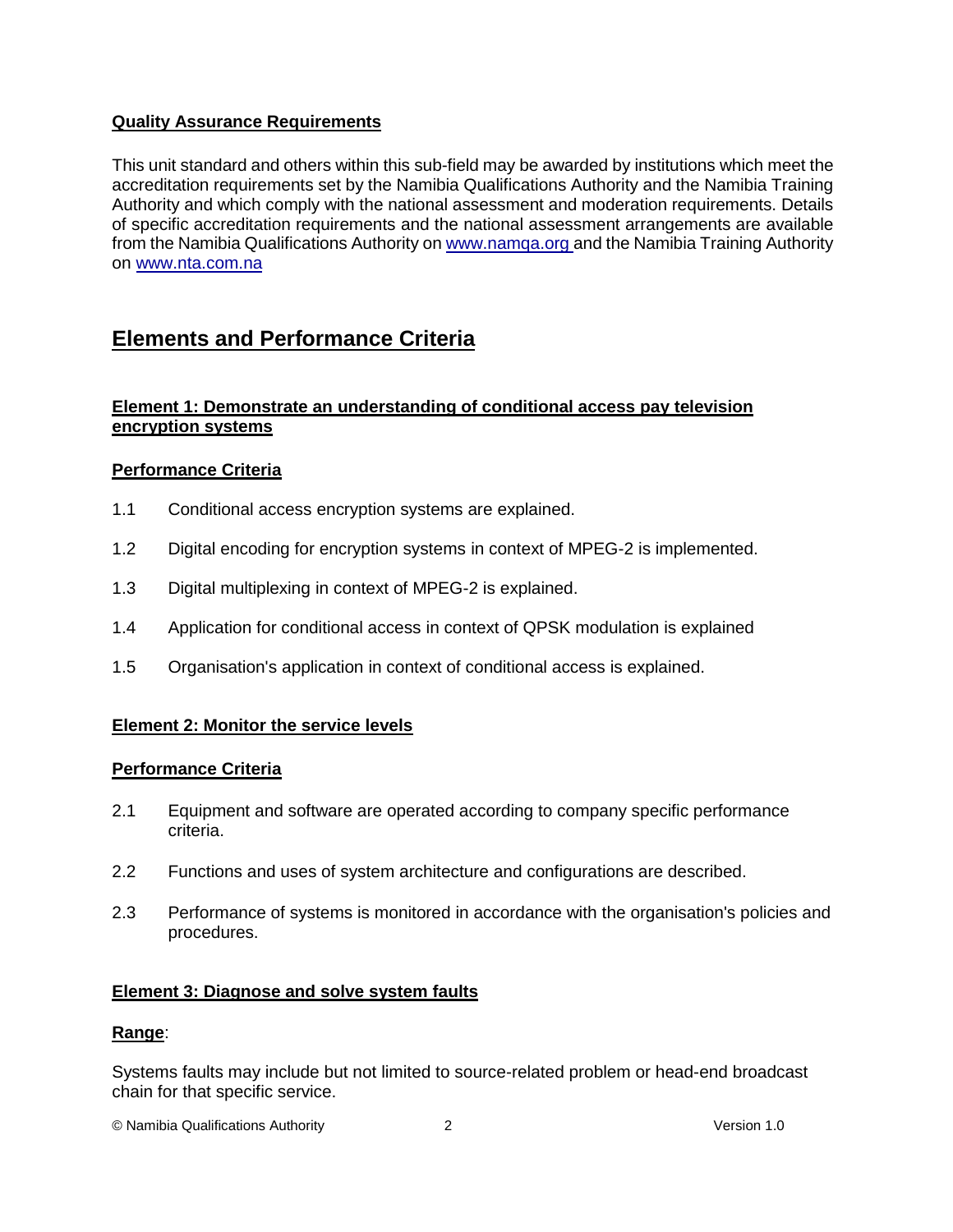**Quality Assurance Requirements**

This unit standard and others within this sub-field may be awarded by institutions which meet the accreditation requirements set by the Namibia Qualifications Authority and the Namibia Training Authority and which comply with the national assessment and moderation requirements. Details of specific accreditation requirements and the national assessment arrangements are available from the Namibia Qualifications Authority on www.namqa.org and the Namibia Training Authority on www.nta.com.na

## Elements and Performance Criteria

### Element 1: Demonstrate an understanding of conditional access pay television encryption systems

**Performance Criteria**

1.1 Conditional access encryption systems are explained.

1.2 Digital encoding for encryption systems in context of MPEG-2 is implemented.

1.3 Digital multiplexing in context of MPEG-2 is explained.

1.4 Application for conditional access in context of QPSK modulation is explained

1.5 Organisation's application in context of conditional access is explained.

### Element 2: Monitor the service levels

**Performance Criteria**

2.1 Equipment and software are operated according to company specific performance criteria.

2.2 Functions and uses of system architecture and configurations are described.

2.3 Performance of systems is monitored in accordance with the organisation's policies and procedures.

### Element 3: Diagnose and solve system faults

**Range**:

Systems faults may include but not limited to source-related problem or head-end broadcast chain for that specific service.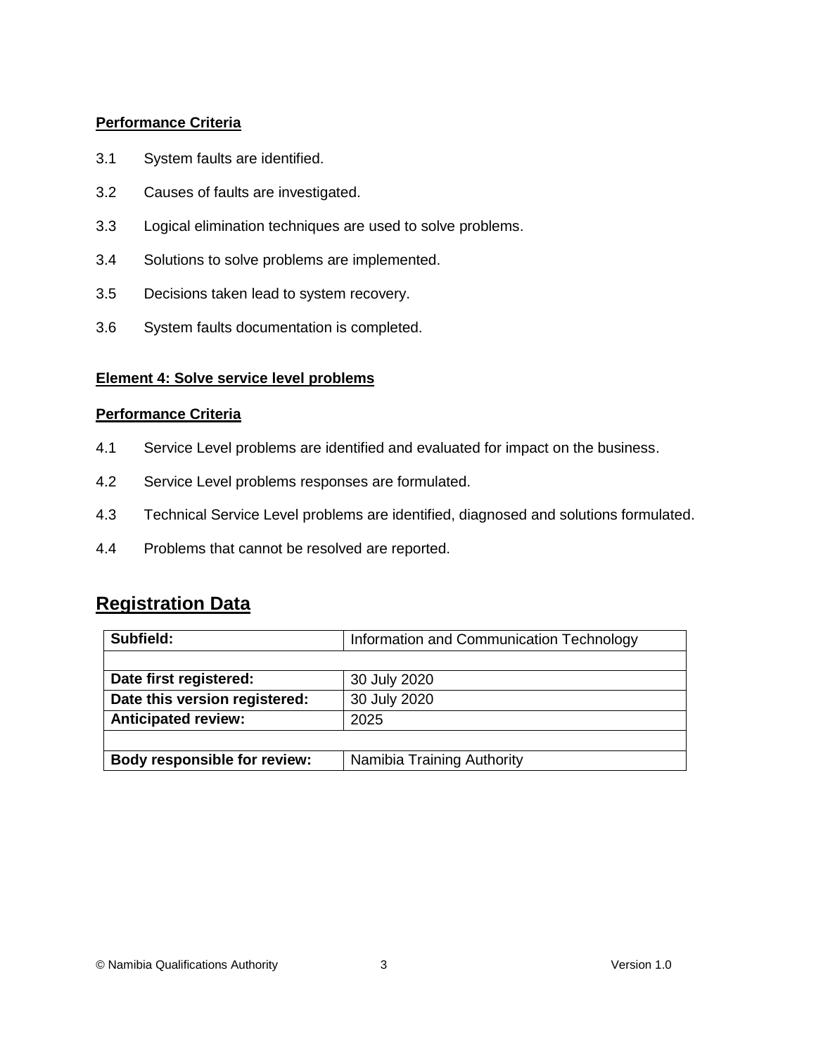**Performance Criteria**

3.1 System faults are identified.

3.2 Causes of faults are investigated.

3.3 Logical elimination techniques are used to solve problems.

3.4 Solutions to solve problems are implemented.

3.5 Decisions taken lead to system recovery.

3.6 System faults documentation is completed.

**Element 4: Solve service level problems**

**Performance Criteria**

4.1 Service Level problems are identified and evaluated for impact on the business.

4.2 Service Level problems responses are formulated.

4.3 Technical Service Level problems are identified, diagnosed and solutions formulated.

4.4 Problems that cannot be resolved are reported.

## Registration Data

| | |
|---|---|
| **Subfield:** | Information and Communication Technology |
| | |
| **Date first registered:** | 30 July 2020 |
| **Date this version registered:** | 30 July 2020 |
| **Anticipated review:** | 2025 |
| | |
| **Body responsible for review:** | Namibia Training Authority |